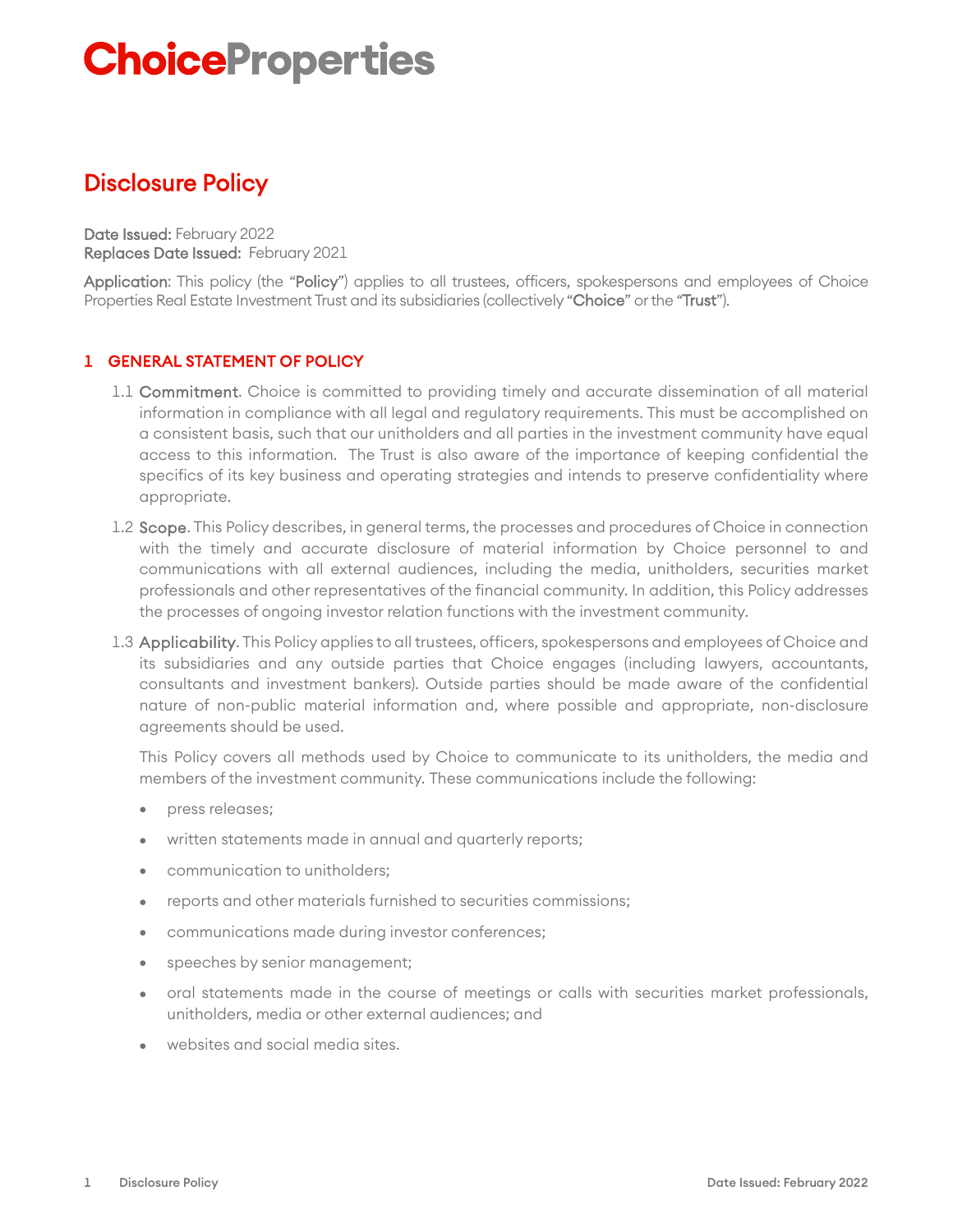# ChoiceProperties

## Disclosure Policy

**Date Issued:** February 2022
**Replaces Date Issued:** February 2021

**Application**: This policy (the "**Policy**") applies to all trustees, officers, spokespersons and employees of Choice Properties Real Estate Investment Trust and its subsidiaries (collectively "**Choice**" or the "**Trust**").

### 1 GENERAL STATEMENT OF POLICY

1.1 **Commitment**. Choice is committed to providing timely and accurate dissemination of all material information in compliance with all legal and regulatory requirements. This must be accomplished on a consistent basis, such that our unitholders and all parties in the investment community have equal access to this information. The Trust is also aware of the importance of keeping confidential the specifics of its key business and operating strategies and intends to preserve confidentiality where appropriate.

1.2 **Scope**. This Policy describes, in general terms, the processes and procedures of Choice in connection with the timely and accurate disclosure of material information by Choice personnel to and communications with all external audiences, including the media, unitholders, securities market professionals and other representatives of the financial community. In addition, this Policy addresses the processes of ongoing investor relation functions with the investment community.

1.3 **Applicability**. This Policy applies to all trustees, officers, spokespersons and employees of Choice and its subsidiaries and any outside parties that Choice engages (including lawyers, accountants, consultants and investment bankers). Outside parties should be made aware of the confidential nature of non-public material information and, where possible and appropriate, non-disclosure agreements should be used.

This Policy covers all methods used by Choice to communicate to its unitholders, the media and members of the investment community. These communications include the following:

- press releases;
- written statements made in annual and quarterly reports;
- communication to unitholders;
- reports and other materials furnished to securities commissions;
- communications made during investor conferences;
- speeches by senior management;
- oral statements made in the course of meetings or calls with securities market professionals, unitholders, media or other external audiences; and
- websites and social media sites.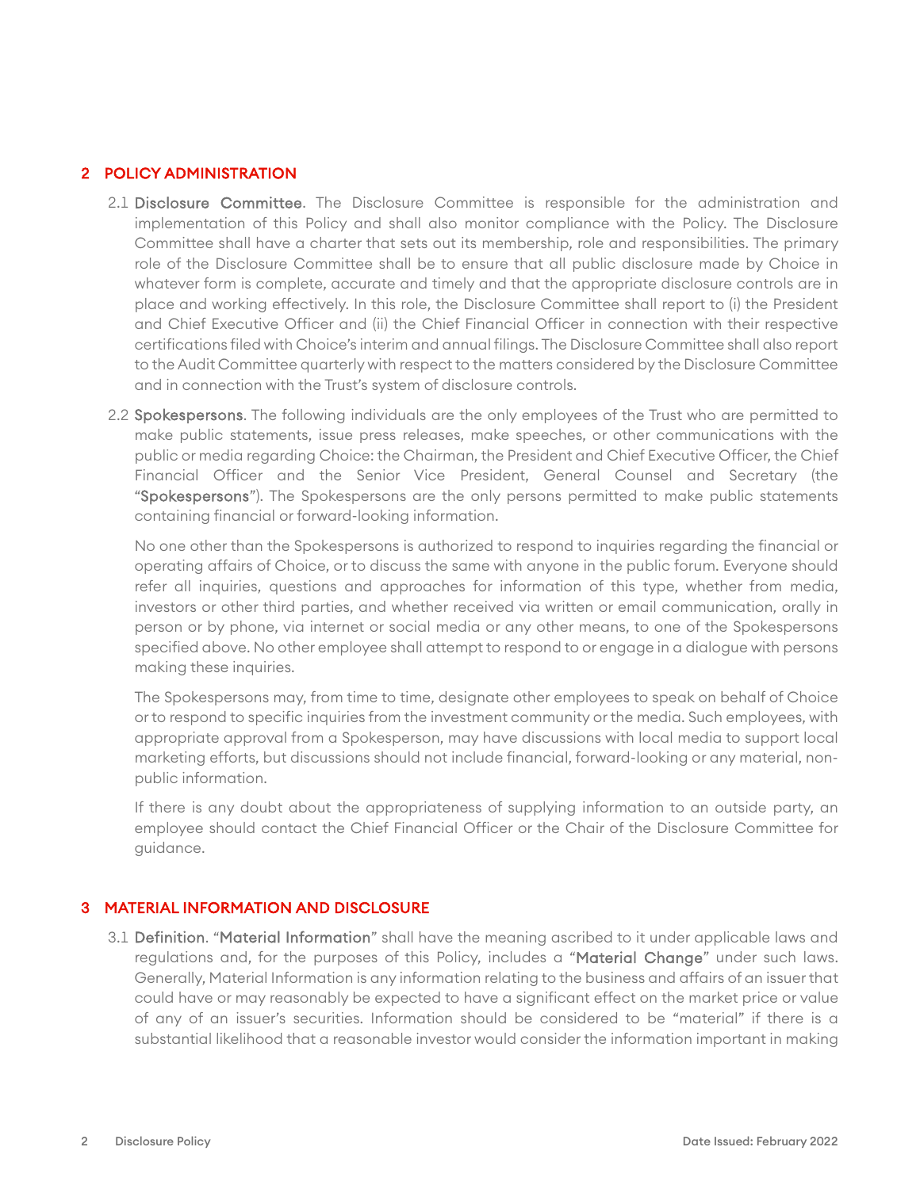## 2 POLICY ADMINISTRATION

2.1 **Disclosure Committee**. The Disclosure Committee is responsible for the administration and implementation of this Policy and shall also monitor compliance with the Policy. The Disclosure Committee shall have a charter that sets out its membership, role and responsibilities. The primary role of the Disclosure Committee shall be to ensure that all public disclosure made by Choice in whatever form is complete, accurate and timely and that the appropriate disclosure controls are in place and working effectively. In this role, the Disclosure Committee shall report to (i) the President and Chief Executive Officer and (ii) the Chief Financial Officer in connection with their respective certifications filed with Choice's interim and annual filings. The Disclosure Committee shall also report to the Audit Committee quarterly with respect to the matters considered by the Disclosure Committee and in connection with the Trust's system of disclosure controls.

2.2 **Spokespersons**. The following individuals are the only employees of the Trust who are permitted to make public statements, issue press releases, make speeches, or other communications with the public or media regarding Choice: the Chairman, the President and Chief Executive Officer, the Chief Financial Officer and the Senior Vice President, General Counsel and Secretary (the "**Spokespersons**"). The Spokespersons are the only persons permitted to make public statements containing financial or forward-looking information.

No one other than the Spokespersons is authorized to respond to inquiries regarding the financial or operating affairs of Choice, or to discuss the same with anyone in the public forum. Everyone should refer all inquiries, questions and approaches for information of this type, whether from media, investors or other third parties, and whether received via written or email communication, orally in person or by phone, via internet or social media or any other means, to one of the Spokespersons specified above. No other employee shall attempt to respond to or engage in a dialogue with persons making these inquiries.

The Spokespersons may, from time to time, designate other employees to speak on behalf of Choice or to respond to specific inquiries from the investment community or the media. Such employees, with appropriate approval from a Spokesperson, may have discussions with local media to support local marketing efforts, but discussions should not include financial, forward-looking or any material, non-public information.

If there is any doubt about the appropriateness of supplying information to an outside party, an employee should contact the Chief Financial Officer or the Chair of the Disclosure Committee for guidance.

## 3 MATERIAL INFORMATION AND DISCLOSURE

3.1 **Definition**. "**Material Information**" shall have the meaning ascribed to it under applicable laws and regulations and, for the purposes of this Policy, includes a "**Material Change**" under such laws. Generally, Material Information is any information relating to the business and affairs of an issuer that could have or may reasonably be expected to have a significant effect on the market price or value of any of an issuer's securities. Information should be considered to be "material" if there is a substantial likelihood that a reasonable investor would consider the information important in making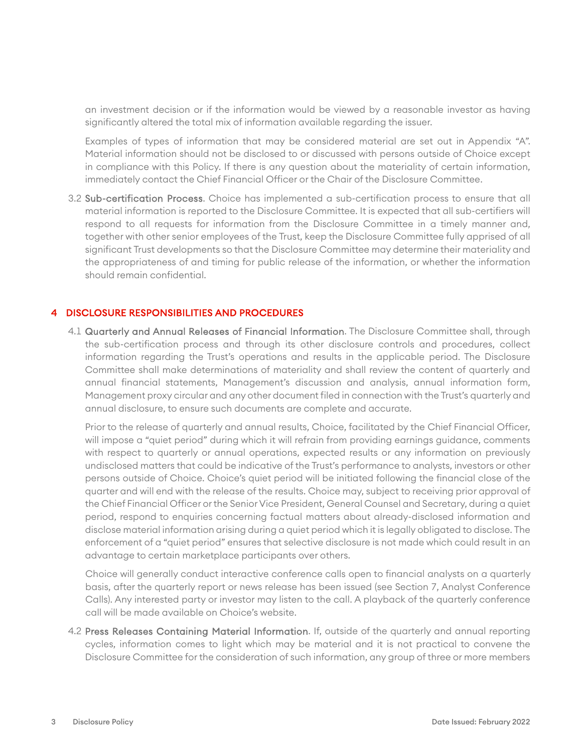an investment decision or if the information would be viewed by a reasonable investor as having significantly altered the total mix of information available regarding the issuer.

Examples of types of information that may be considered material are set out in Appendix "A". Material information should not be disclosed to or discussed with persons outside of Choice except in compliance with this Policy. If there is any question about the materiality of certain information, immediately contact the Chief Financial Officer or the Chair of the Disclosure Committee.

3.2 **Sub-certification Process**. Choice has implemented a sub-certification process to ensure that all material information is reported to the Disclosure Committee. It is expected that all sub-certifiers will respond to all requests for information from the Disclosure Committee in a timely manner and, together with other senior employees of the Trust, keep the Disclosure Committee fully apprised of all significant Trust developments so that the Disclosure Committee may determine their materiality and the appropriateness of and timing for public release of the information, or whether the information should remain confidential.

## 4 DISCLOSURE RESPONSIBILITIES AND PROCEDURES

4.1 **Quarterly and Annual Releases of Financial Information**. The Disclosure Committee shall, through the sub-certification process and through its other disclosure controls and procedures, collect information regarding the Trust's operations and results in the applicable period. The Disclosure Committee shall make determinations of materiality and shall review the content of quarterly and annual financial statements, Management's discussion and analysis, annual information form, Management proxy circular and any other document filed in connection with the Trust's quarterly and annual disclosure, to ensure such documents are complete and accurate.

Prior to the release of quarterly and annual results, Choice, facilitated by the Chief Financial Officer, will impose a "quiet period" during which it will refrain from providing earnings guidance, comments with respect to quarterly or annual operations, expected results or any information on previously undisclosed matters that could be indicative of the Trust's performance to analysts, investors or other persons outside of Choice. Choice's quiet period will be initiated following the financial close of the quarter and will end with the release of the results. Choice may, subject to receiving prior approval of the Chief Financial Officer or the Senior Vice President, General Counsel and Secretary, during a quiet period, respond to enquiries concerning factual matters about already-disclosed information and disclose material information arising during a quiet period which it is legally obligated to disclose. The enforcement of a "quiet period" ensures that selective disclosure is not made which could result in an advantage to certain marketplace participants over others.

Choice will generally conduct interactive conference calls open to financial analysts on a quarterly basis, after the quarterly report or news release has been issued (see Section 7, Analyst Conference Calls). Any interested party or investor may listen to the call. A playback of the quarterly conference call will be made available on Choice's website.

4.2 **Press Releases Containing Material Information**. If, outside of the quarterly and annual reporting cycles, information comes to light which may be material and it is not practical to convene the Disclosure Committee for the consideration of such information, any group of three or more members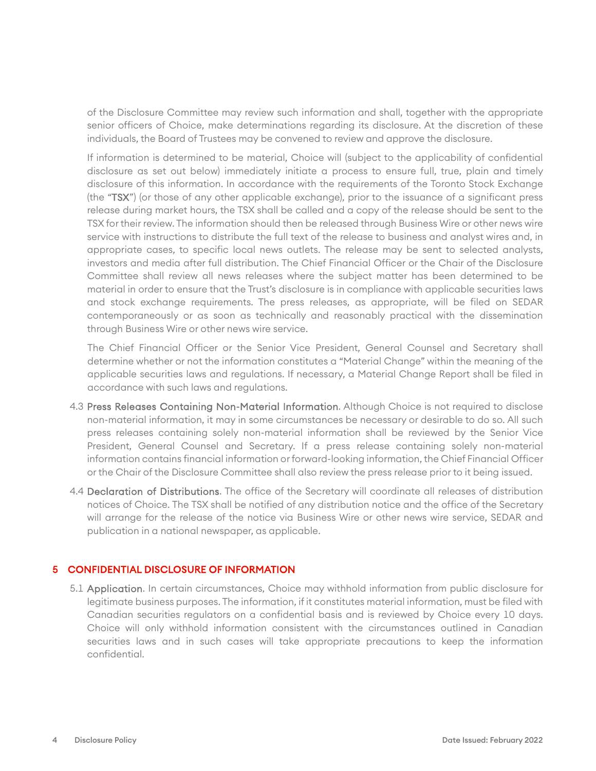of the Disclosure Committee may review such information and shall, together with the appropriate senior officers of Choice, make determinations regarding its disclosure. At the discretion of these individuals, the Board of Trustees may be convened to review and approve the disclosure.

If information is determined to be material, Choice will (subject to the applicability of confidential disclosure as set out below) immediately initiate a process to ensure full, true, plain and timely disclosure of this information. In accordance with the requirements of the Toronto Stock Exchange (the "**TSX**") (or those of any other applicable exchange), prior to the issuance of a significant press release during market hours, the TSX shall be called and a copy of the release should be sent to the TSX for their review. The information should then be released through Business Wire or other news wire service with instructions to distribute the full text of the release to business and analyst wires and, in appropriate cases, to specific local news outlets. The release may be sent to selected analysts, investors and media after full distribution. The Chief Financial Officer or the Chair of the Disclosure Committee shall review all news releases where the subject matter has been determined to be material in order to ensure that the Trust's disclosure is in compliance with applicable securities laws and stock exchange requirements. The press releases, as appropriate, will be filed on SEDAR contemporaneously or as soon as technically and reasonably practical with the dissemination through Business Wire or other news wire service.

The Chief Financial Officer or the Senior Vice President, General Counsel and Secretary shall determine whether or not the information constitutes a "Material Change" within the meaning of the applicable securities laws and regulations. If necessary, a Material Change Report shall be filed in accordance with such laws and regulations.

4.3 **Press Releases Containing Non-Material Information**. Although Choice is not required to disclose non-material information, it may in some circumstances be necessary or desirable to do so. All such press releases containing solely non-material information shall be reviewed by the Senior Vice President, General Counsel and Secretary. If a press release containing solely non-material information contains financial information or forward-looking information, the Chief Financial Officer or the Chair of the Disclosure Committee shall also review the press release prior to it being issued.

4.4 **Declaration of Distributions**. The office of the Secretary will coordinate all releases of distribution notices of Choice. The TSX shall be notified of any distribution notice and the office of the Secretary will arrange for the release of the notice via Business Wire or other news wire service, SEDAR and publication in a national newspaper, as applicable.

## 5 CONFIDENTIAL DISCLOSURE OF INFORMATION

5.1 **Application**. In certain circumstances, Choice may withhold information from public disclosure for legitimate business purposes. The information, if it constitutes material information, must be filed with Canadian securities regulators on a confidential basis and is reviewed by Choice every 10 days. Choice will only withhold information consistent with the circumstances outlined in Canadian securities laws and in such cases will take appropriate precautions to keep the information confidential.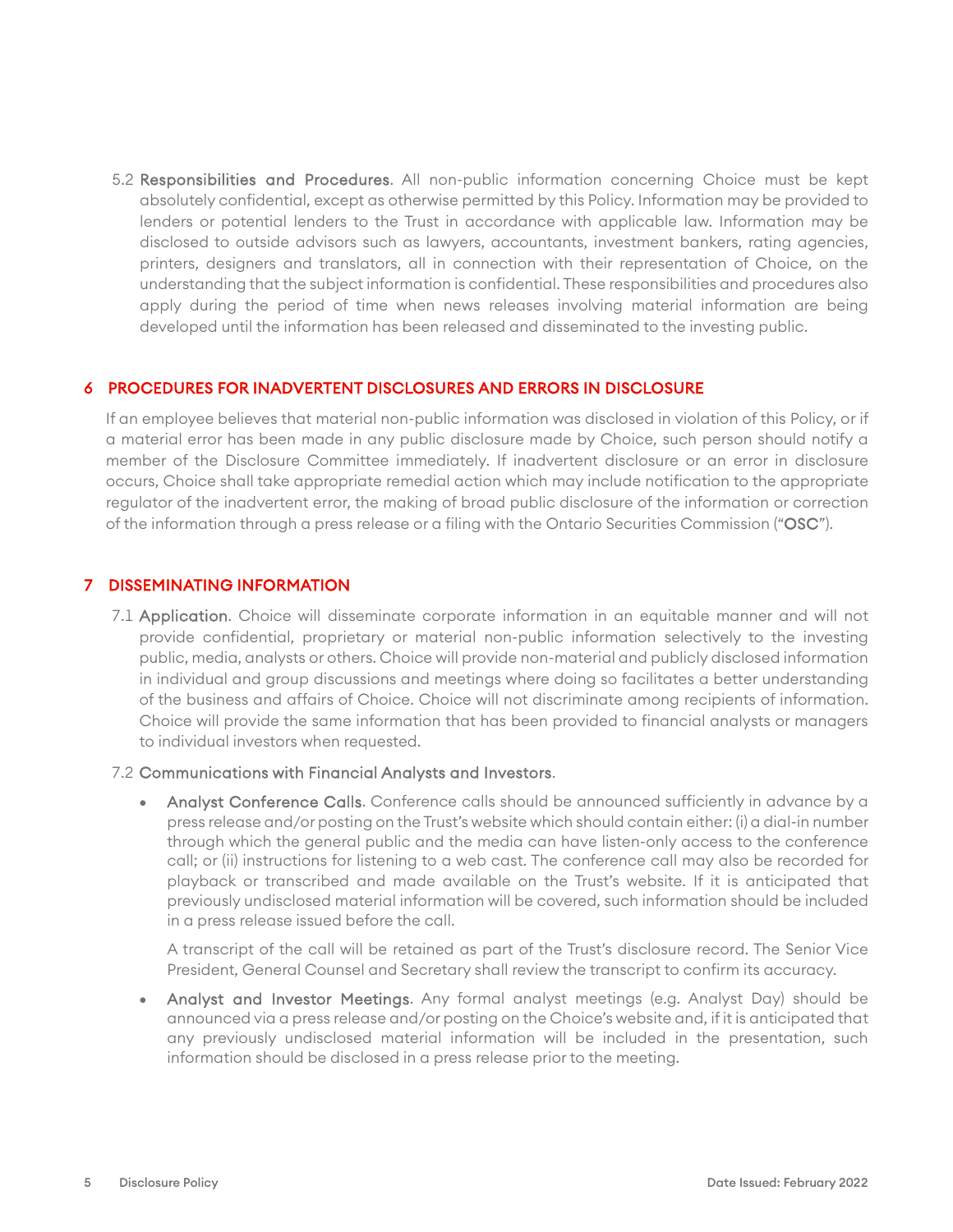5.2 **Responsibilities and Procedures**. All non-public information concerning Choice must be kept absolutely confidential, except as otherwise permitted by this Policy. Information may be provided to lenders or potential lenders to the Trust in accordance with applicable law. Information may be disclosed to outside advisors such as lawyers, accountants, investment bankers, rating agencies, printers, designers and translators, all in connection with their representation of Choice, on the understanding that the subject information is confidential. These responsibilities and procedures also apply during the period of time when news releases involving material information are being developed until the information has been released and disseminated to the investing public.

## 6 PROCEDURES FOR INADVERTENT DISCLOSURES AND ERRORS IN DISCLOSURE

If an employee believes that material non-public information was disclosed in violation of this Policy, or if a material error has been made in any public disclosure made by Choice, such person should notify a member of the Disclosure Committee immediately. If inadvertent disclosure or an error in disclosure occurs, Choice shall take appropriate remedial action which may include notification to the appropriate regulator of the inadvertent error, the making of broad public disclosure of the information or correction of the information through a press release or a filing with the Ontario Securities Commission ("**OSC**").

## 7 DISSEMINATING INFORMATION

7.1 **Application**. Choice will disseminate corporate information in an equitable manner and will not provide confidential, proprietary or material non-public information selectively to the investing public, media, analysts or others. Choice will provide non-material and publicly disclosed information in individual and group discussions and meetings where doing so facilitates a better understanding of the business and affairs of Choice. Choice will not discriminate among recipients of information. Choice will provide the same information that has been provided to financial analysts or managers to individual investors when requested.

7.2 **Communications with Financial Analysts and Investors**.

- **Analyst Conference Calls**. Conference calls should be announced sufficiently in advance by a press release and/or posting on the Trust's website which should contain either: (i) a dial-in number through which the general public and the media can have listen-only access to the conference call; or (ii) instructions for listening to a web cast. The conference call may also be recorded for playback or transcribed and made available on the Trust's website. If it is anticipated that previously undisclosed material information will be covered, such information should be included in a press release issued before the call.

  A transcript of the call will be retained as part of the Trust's disclosure record. The Senior Vice President, General Counsel and Secretary shall review the transcript to confirm its accuracy.

- **Analyst and Investor Meetings**. Any formal analyst meetings (e.g. Analyst Day) should be announced via a press release and/or posting on the Choice's website and, if it is anticipated that any previously undisclosed material information will be included in the presentation, such information should be disclosed in a press release prior to the meeting.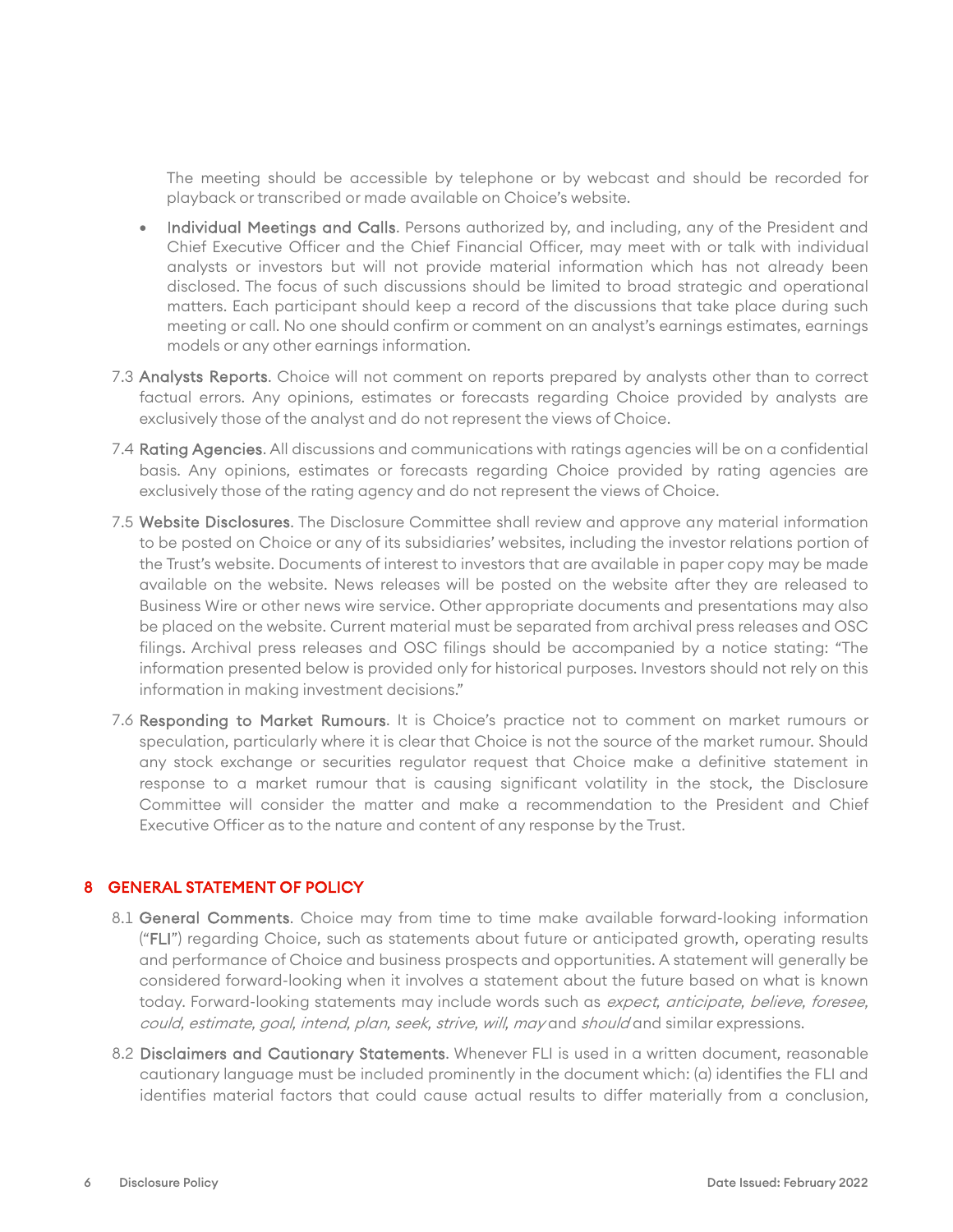The meeting should be accessible by telephone or by webcast and should be recorded for playback or transcribed or made available on Choice's website.

- **Individual Meetings and Calls**. Persons authorized by, and including, any of the President and Chief Executive Officer and the Chief Financial Officer, may meet with or talk with individual analysts or investors but will not provide material information which has not already been disclosed. The focus of such discussions should be limited to broad strategic and operational matters. Each participant should keep a record of the discussions that take place during such meeting or call. No one should confirm or comment on an analyst's earnings estimates, earnings models or any other earnings information.

7.3 **Analysts Reports**. Choice will not comment on reports prepared by analysts other than to correct factual errors. Any opinions, estimates or forecasts regarding Choice provided by analysts are exclusively those of the analyst and do not represent the views of Choice.

7.4 **Rating Agencies**. All discussions and communications with ratings agencies will be on a confidential basis. Any opinions, estimates or forecasts regarding Choice provided by rating agencies are exclusively those of the rating agency and do not represent the views of Choice.

7.5 **Website Disclosures**. The Disclosure Committee shall review and approve any material information to be posted on Choice or any of its subsidiaries' websites, including the investor relations portion of the Trust's website. Documents of interest to investors that are available in paper copy may be made available on the website. News releases will be posted on the website after they are released to Business Wire or other news wire service. Other appropriate documents and presentations may also be placed on the website. Current material must be separated from archival press releases and OSC filings. Archival press releases and OSC filings should be accompanied by a notice stating: "The information presented below is provided only for historical purposes. Investors should not rely on this information in making investment decisions."

7.6 **Responding to Market Rumours**. It is Choice's practice not to comment on market rumours or speculation, particularly where it is clear that Choice is not the source of the market rumour. Should any stock exchange or securities regulator request that Choice make a definitive statement in response to a market rumour that is causing significant volatility in the stock, the Disclosure Committee will consider the matter and make a recommendation to the President and Chief Executive Officer as to the nature and content of any response by the Trust.

## 8 GENERAL STATEMENT OF POLICY

8.1 **General Comments**. Choice may from time to time make available forward-looking information ("**FLI**") regarding Choice, such as statements about future or anticipated growth, operating results and performance of Choice and business prospects and opportunities. A statement will generally be considered forward-looking when it involves a statement about the future based on what is known today. Forward-looking statements may include words such as *expect*, *anticipate*, *believe*, *foresee*, *could*, *estimate*, *goal*, *intend*, *plan*, *seek*, *strive*, *will*, *may* and *should* and similar expressions.

8.2 **Disclaimers and Cautionary Statements**. Whenever FLI is used in a written document, reasonable cautionary language must be included prominently in the document which: (a) identifies the FLI and identifies material factors that could cause actual results to differ materially from a conclusion,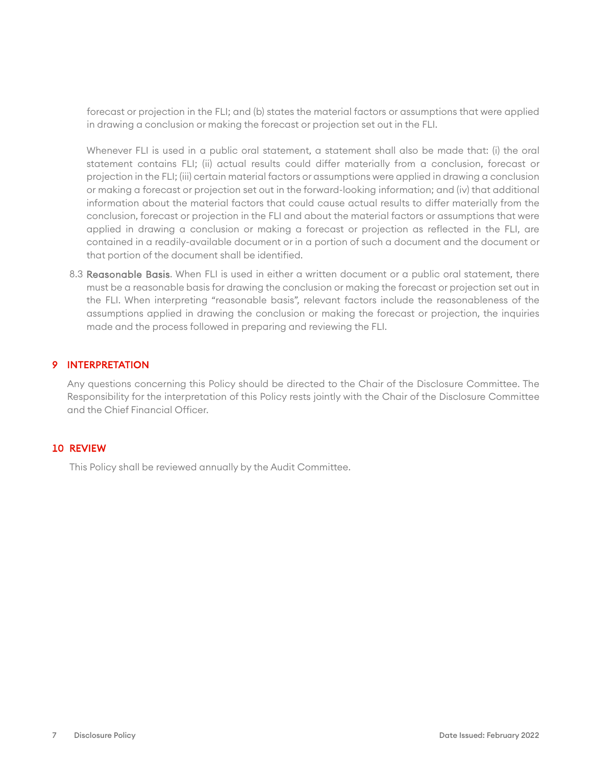forecast or projection in the FLI; and (b) states the material factors or assumptions that were applied in drawing a conclusion or making the forecast or projection set out in the FLI.

Whenever FLI is used in a public oral statement, a statement shall also be made that: (i) the oral statement contains FLI; (ii) actual results could differ materially from a conclusion, forecast or projection in the FLI; (iii) certain material factors or assumptions were applied in drawing a conclusion or making a forecast or projection set out in the forward-looking information; and (iv) that additional information about the material factors that could cause actual results to differ materially from the conclusion, forecast or projection in the FLI and about the material factors or assumptions that were applied in drawing a conclusion or making a forecast or projection as reflected in the FLI, are contained in a readily-available document or in a portion of such a document and the document or that portion of the document shall be identified.

8.3 **Reasonable Basis**. When FLI is used in either a written document or a public oral statement, there must be a reasonable basis for drawing the conclusion or making the forecast or projection set out in the FLI. When interpreting "reasonable basis", relevant factors include the reasonableness of the assumptions applied in drawing the conclusion or making the forecast or projection, the inquiries made and the process followed in preparing and reviewing the FLI.

## 9 INTERPRETATION

Any questions concerning this Policy should be directed to the Chair of the Disclosure Committee. The Responsibility for the interpretation of this Policy rests jointly with the Chair of the Disclosure Committee and the Chief Financial Officer.

## 10 REVIEW

This Policy shall be reviewed annually by the Audit Committee.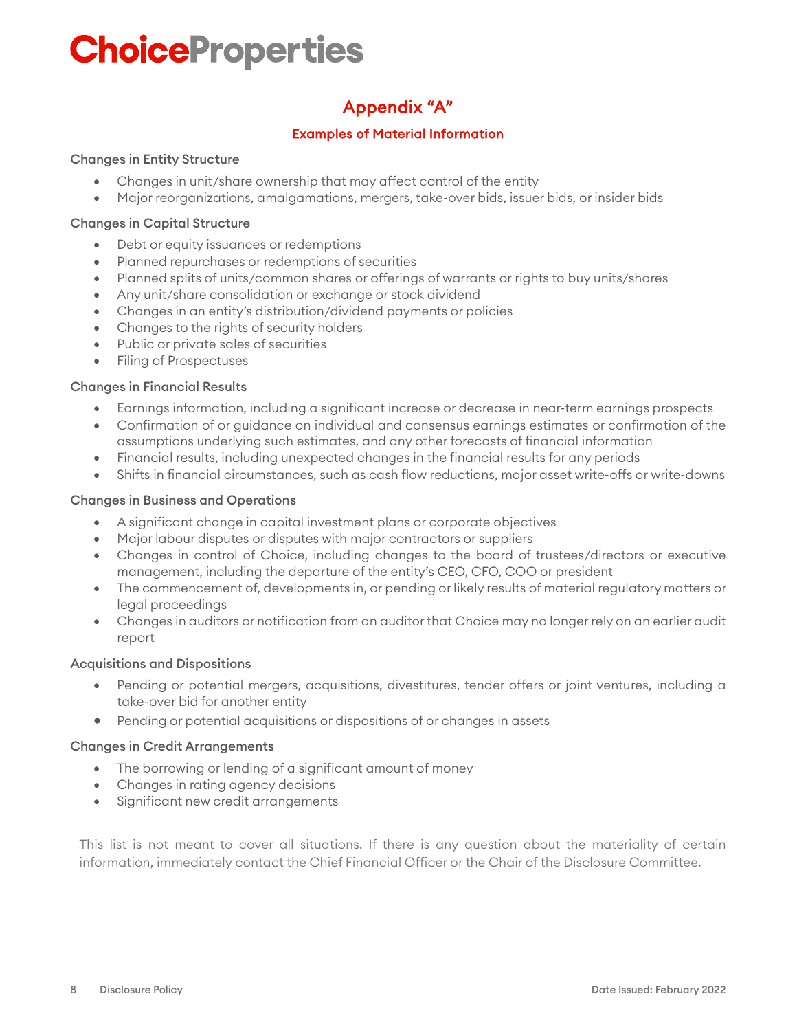# Appendix "A"

## Examples of Material Information

### Changes in Entity Structure

- Changes in unit/share ownership that may affect control of the entity
- Major reorganizations, amalgamations, mergers, take-over bids, issuer bids, or insider bids

### Changes in Capital Structure

- Debt or equity issuances or redemptions
- Planned repurchases or redemptions of securities
- Planned splits of units/common shares or offerings of warrants or rights to buy units/shares
- Any unit/share consolidation or exchange or stock dividend
- Changes in an entity's distribution/dividend payments or policies
- Changes to the rights of security holders
- Public or private sales of securities
- Filing of Prospectuses

### Changes in Financial Results

- Earnings information, including a significant increase or decrease in near-term earnings prospects
- Confirmation of or guidance on individual and consensus earnings estimates or confirmation of the assumptions underlying such estimates, and any other forecasts of financial information
- Financial results, including unexpected changes in the financial results for any periods
- Shifts in financial circumstances, such as cash flow reductions, major asset write-offs or write-downs

### Changes in Business and Operations

- A significant change in capital investment plans or corporate objectives
- Major labour disputes or disputes with major contractors or suppliers
- Changes in control of Choice, including changes to the board of trustees/directors or executive management, including the departure of the entity's CEO, CFO, COO or president
- The commencement of, developments in, or pending or likely results of material regulatory matters or legal proceedings
- Changes in auditors or notification from an auditor that Choice may no longer rely on an earlier audit report

### Acquisitions and Dispositions

- Pending or potential mergers, acquisitions, divestitures, tender offers or joint ventures, including a take-over bid for another entity
- Pending or potential acquisitions or dispositions of or changes in assets

### Changes in Credit Arrangements

- The borrowing or lending of a significant amount of money
- Changes in rating agency decisions
- Significant new credit arrangements

This list is not meant to cover all situations. If there is any question about the materiality of certain information, immediately contact the Chief Financial Officer or the Chair of the Disclosure Committee.